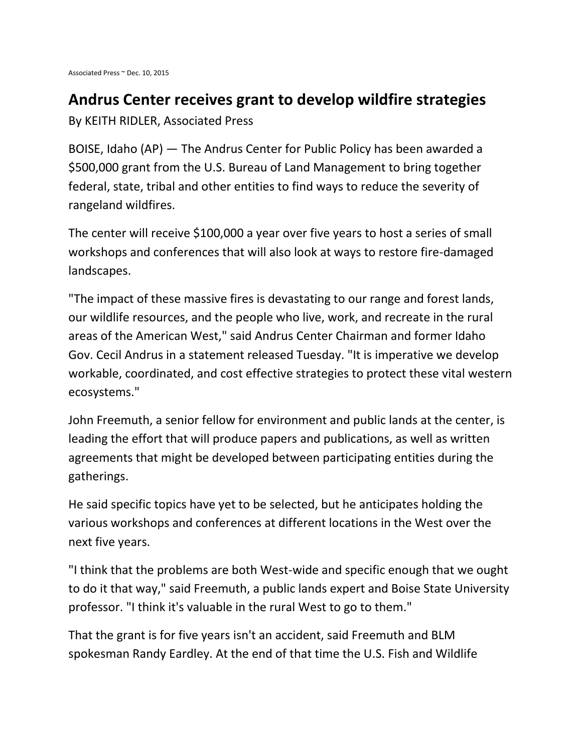Associated Press ~ Dec. 10, 2015

# Andrus Center receives grant to develop wildfire strategies

By KEITH RIDLER, Associated Press

BOISE, Idaho (AP) — The Andrus Center for Public Policy has been awarded a $500,000 grant from the U.S. Bureau of Land Management to bring together federal, state, tribal and other entities to find ways to reduce the severity of rangeland wildfires.

The center will receive $100,000 a year over five years to host a series of small workshops and conferences that will also look at ways to restore fire-damaged landscapes.

"The impact of these massive fires is devastating to our range and forest lands, our wildlife resources, and the people who live, work, and recreate in the rural areas of the American West," said Andrus Center Chairman and former Idaho Gov. Cecil Andrus in a statement released Tuesday. "It is imperative we develop workable, coordinated, and cost effective strategies to protect these vital western ecosystems."

John Freemuth, a senior fellow for environment and public lands at the center, is leading the effort that will produce papers and publications, as well as written agreements that might be developed between participating entities during the gatherings.

He said specific topics have yet to be selected, but he anticipates holding the various workshops and conferences at different locations in the West over the next five years.

"I think that the problems are both West-wide and specific enough that we ought to do it that way," said Freemuth, a public lands expert and Boise State University professor. "I think it's valuable in the rural West to go to them."

That the grant is for five years isn't an accident, said Freemuth and BLM spokesman Randy Eardley. At the end of that time the U.S. Fish and Wildlife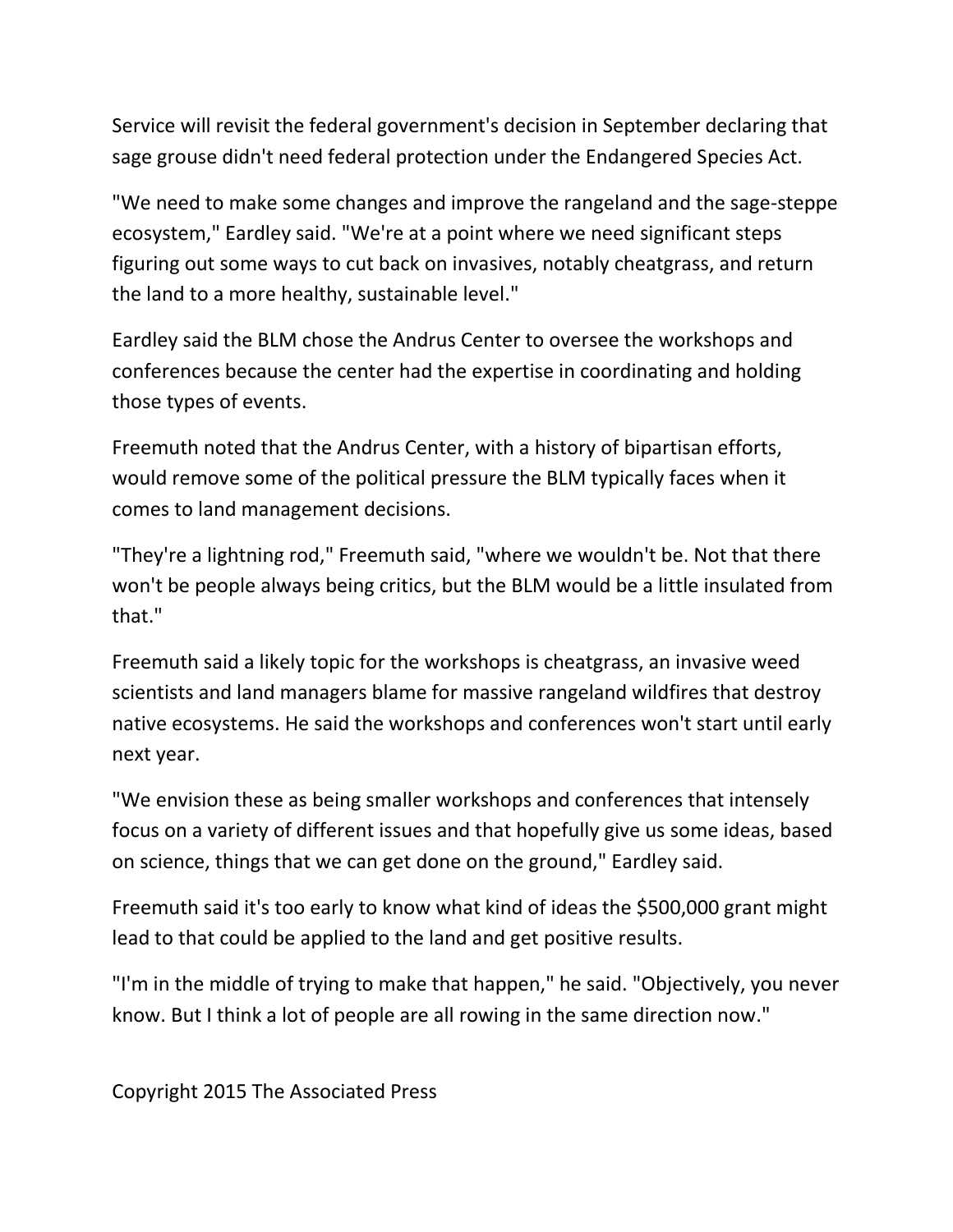Service will revisit the federal government's decision in September declaring that sage grouse didn't need federal protection under the Endangered Species Act.

"We need to make some changes and improve the rangeland and the sage-steppe ecosystem," Eardley said. "We're at a point where we need significant steps figuring out some ways to cut back on invasives, notably cheatgrass, and return the land to a more healthy, sustainable level."

Eardley said the BLM chose the Andrus Center to oversee the workshops and conferences because the center had the expertise in coordinating and holding those types of events.

Freemuth noted that the Andrus Center, with a history of bipartisan efforts, would remove some of the political pressure the BLM typically faces when it comes to land management decisions.

"They're a lightning rod," Freemuth said, "where we wouldn't be. Not that there won't be people always being critics, but the BLM would be a little insulated from that."

Freemuth said a likely topic for the workshops is cheatgrass, an invasive weed scientists and land managers blame for massive rangeland wildfires that destroy native ecosystems. He said the workshops and conferences won't start until early next year.

"We envision these as being smaller workshops and conferences that intensely focus on a variety of different issues and that hopefully give us some ideas, based on science, things that we can get done on the ground," Eardley said.

Freemuth said it's too early to know what kind of ideas the $500,000 grant might lead to that could be applied to the land and get positive results.

"I'm in the middle of trying to make that happen," he said. "Objectively, you never know. But I think a lot of people are all rowing in the same direction now."

Copyright 2015 The Associated Press